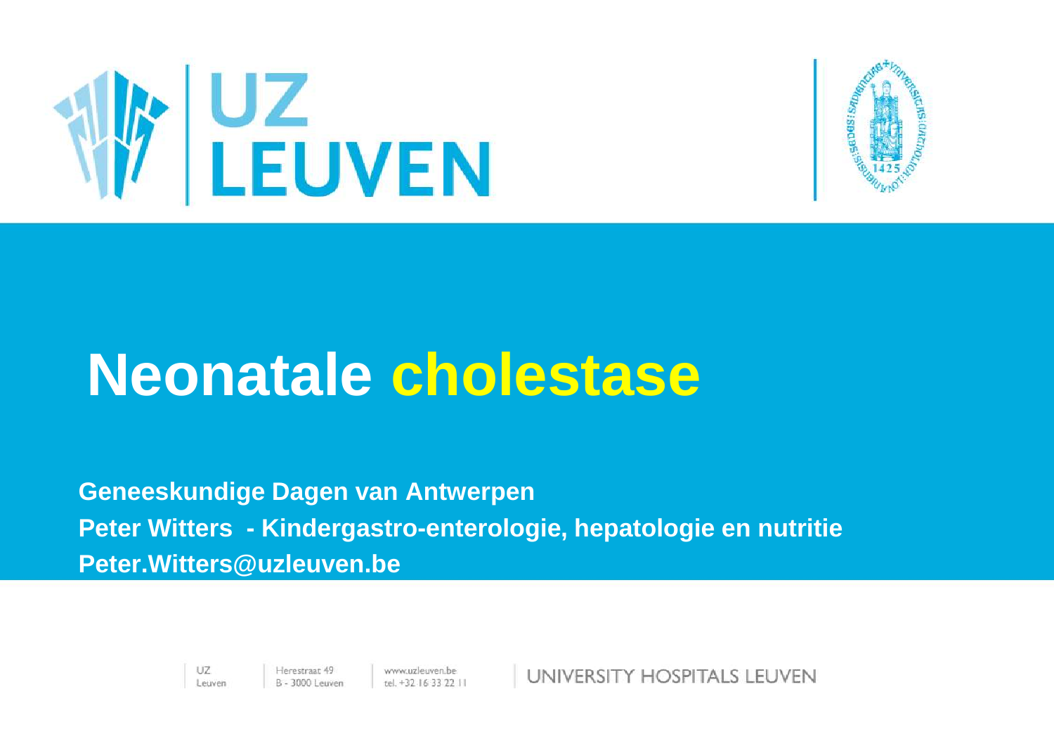# Neonatale cholestase

**Geneeskundige Dagen van Antwerpen**

**Peter Witters - Kindergastro-enterologie, hepatologie en nutritie**

**Peter.Witters@uzleuven.be**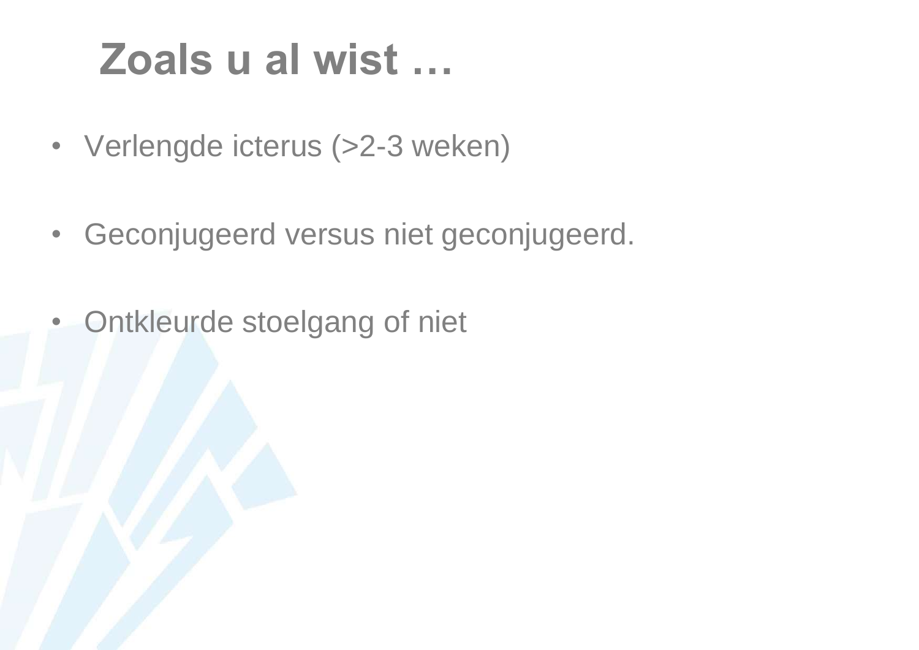# Zoals u al wist …

- Verlengde icterus (>2-3 weken)

- Geconjugeerd versus niet geconjugeerd.

- Ontkleurde stoelgang of niet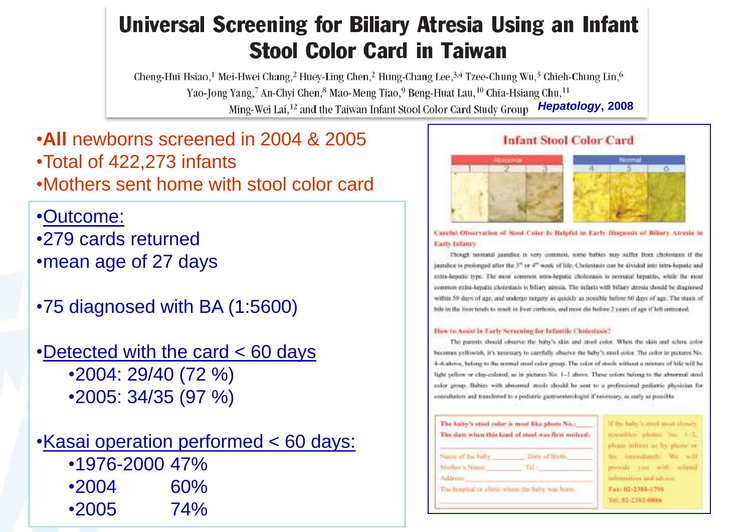# Universal Screening for Biliary Atresia Using an Infant Stool Color Card in Taiwan

Cheng-Hui Hsiao,[1] Mei-Hwei Chang,[2] Huey-Ling Chen,[2] Hung-Chang Lee,[3,4] Tzee-Chung Wu,[5] Chieh-Chung Lin,[6] Yao-Jong Yang,[7] An-Chyi Chen,[8] Mao-Meng Tiao,[9] Beng-Huat Lau,[10] Chia-Hsiang Chu,[11] Ming-Wei Lai,[12] and the Taiwan Infant Stool Color Card Study Group *Hepatology*, 2008

- **All** newborns screened in 2004 & 2005
- Total of 422,273 infants
- Mothers sent home with stool color card

- Outcome:
- 279 cards returned
- mean age of 27 days
- 75 diagnosed with BA (1:5600)
- Detected with the card < 60 days
  - 2004: 29/40 (72 %)
  - 2005: 34/35 (97 %)
- Kasai operation performed < 60 days:
  - 1976-2000 47%
  - 2004 60%
  - 2005 74%

## Infant Stool Color Card

| Abnormal | | | Normal | | |
|---|---|---|---|---|---|
| 1 | 2 | 3 | 4 | 5 | 6 |

**Careful Observation of Stool Color Is Helpful in Early Diagnosis of Biliary Atresia in Early Infancy**

Though neonatal jaundice is very common, some babies may suffer from cholestasis if the jaundice is prolonged after the 3rd or 4th week of life. Cholestasis can be divided into intra-hepatic and extra-hepatic type. The most common intra-hepatic cholestasis is neonatal hepatitis, while the most common extra-hepatic cholestasis is biliary atresia. The infants with biliary atresia should be diagnosed within 50 days of age, and undergo surgery as quickly as possible before 60 days of age. The stasis of bile in the liver tends to result in liver cirrhosis, and most die before 2 years of age if left untreated.

**How to Assist in Early Screening for Infantile Cholestasis?**

The parents should observe the baby's skin and stool color. When the skin and sclera color becomes yellowish, it's necessary to carefully observe the baby's stool color. The color in pictures No. 4-6 above, belong to the normal stool color group. The color of stools without a mixture of bile will be light yellow or clay-colored, as in pictures No. 1-3 above. These colors belong to the abnormal stool color group. Babies with abnormal stools should be sent to a professional pediatric physician for consultation and transferred to a pediatric gastroenterologist if necessary, as early as possible.

The baby's stool color is most like photo No.:\_\_\_\_
The date when this kind of stool was first noticed:\_\_\_\_

Name of the baby:\_\_\_\_ Date of Birth:\_\_\_\_
Mother's Name:\_\_\_\_ Tel.:\_\_\_\_
Address:\_\_\_\_
The hospital or clinic where the baby was born:\_\_\_\_

If the baby's stool most closely resembles photos No. 1-3, please inform us by phone or fax immediately. We will provide you with related information and advice.
Fax: 02-2388-1798
Tel: 02-2382-0886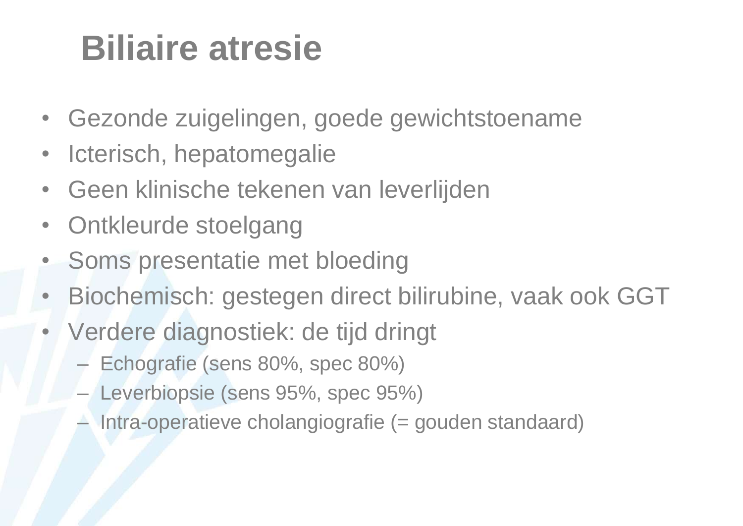# Biliaire atresie

- Gezonde zuigelingen, goede gewichtstoename
- Icterisch, hepatomegalie
- Geen klinische tekenen van leverlijden
- Ontkleurde stoelgang
- Soms presentatie met bloeding
- Biochemisch: gestegen direct bilirubine, vaak ook GGT
- Verdere diagnostiek: de tijd dringt
  - Echografie (sens 80%, spec 80%)
  - Leverbiopsie (sens 95%, spec 95%)
  - Intra-operatieve cholangiografie (= gouden standaard)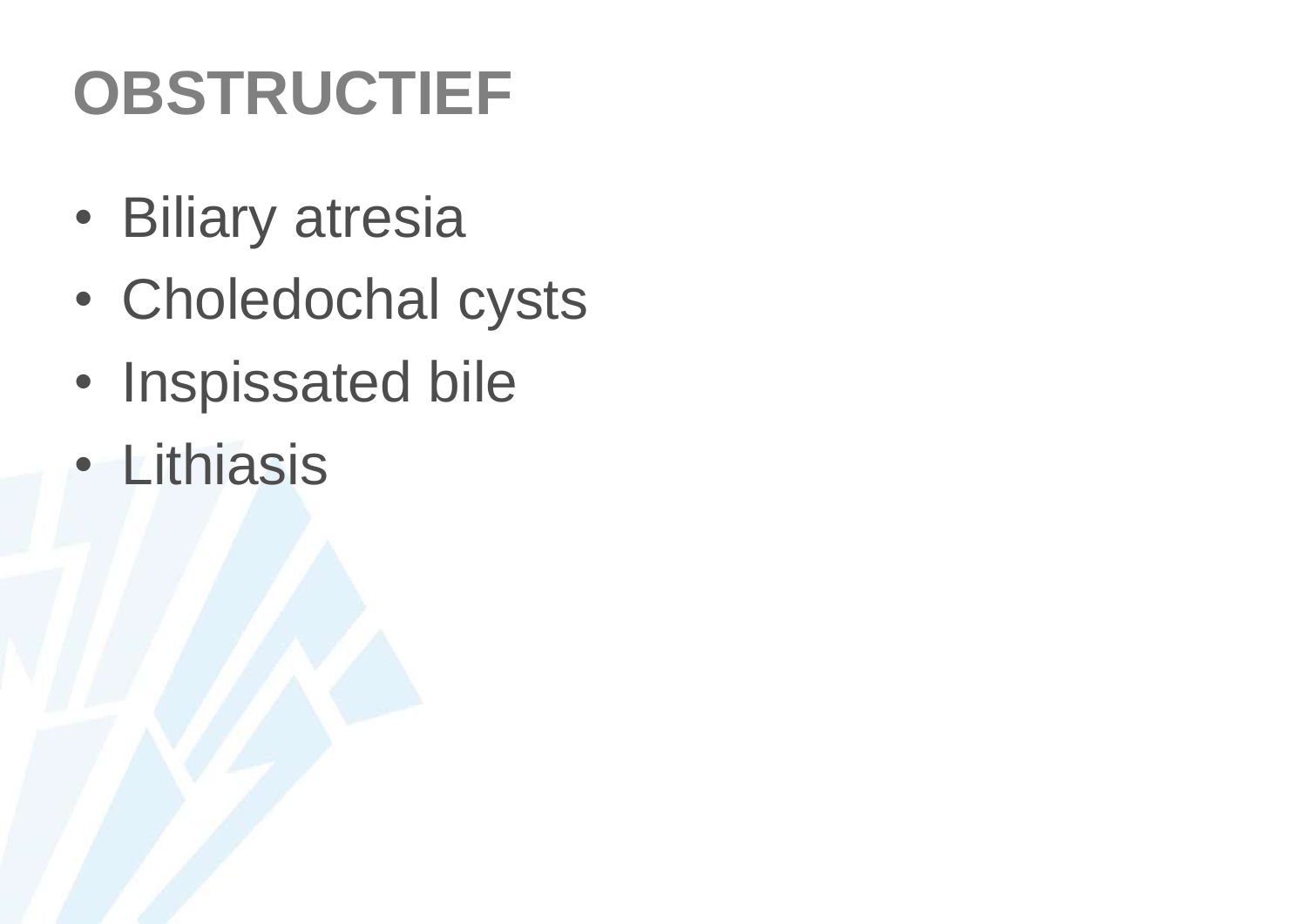# OBSTRUCTIEF

- Biliary atresia
- Choledochal cysts
- Inspissated bile
- Lithiasis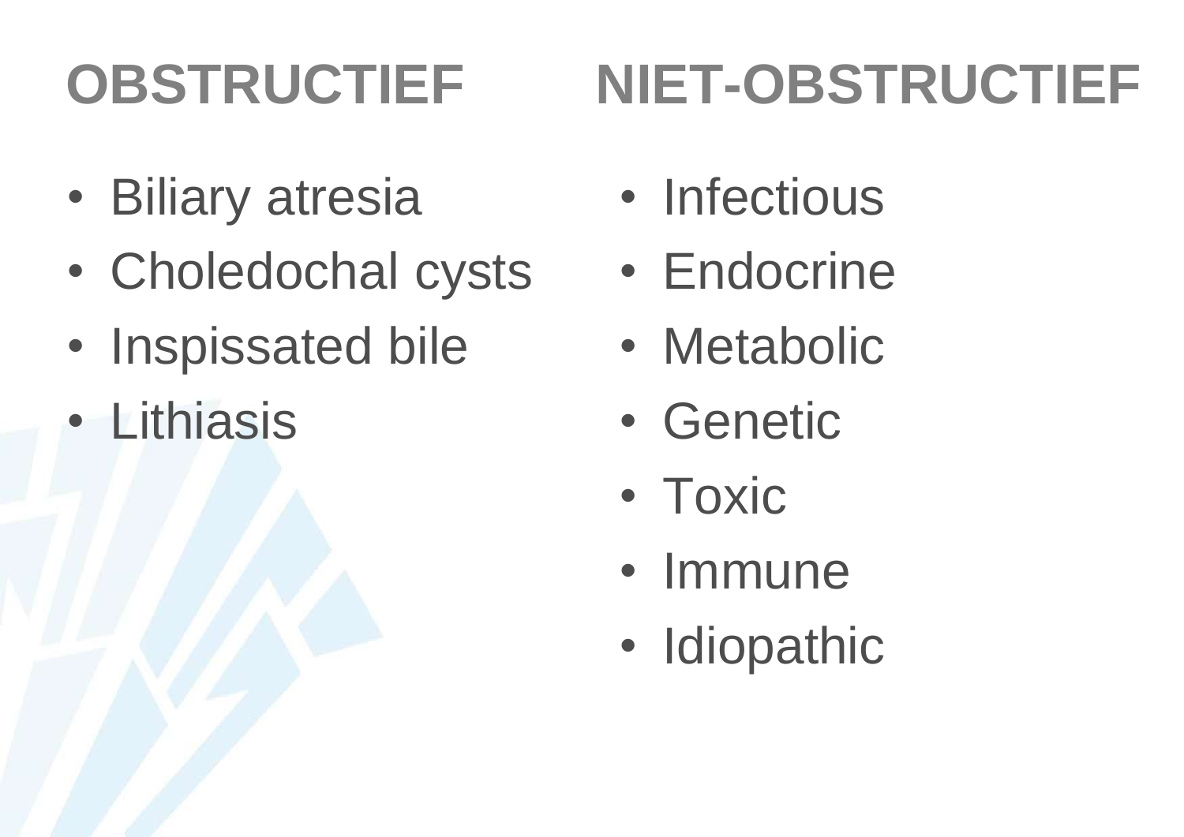## OBSTRUCTIEF

- Biliary atresia
- Choledochal cysts
- Inspissated bile
- Lithiasis

## NIET-OBSTRUCTIEF

- Infectious
- Endocrine
- Metabolic
- Genetic
- Toxic
- Immune
- Idiopathic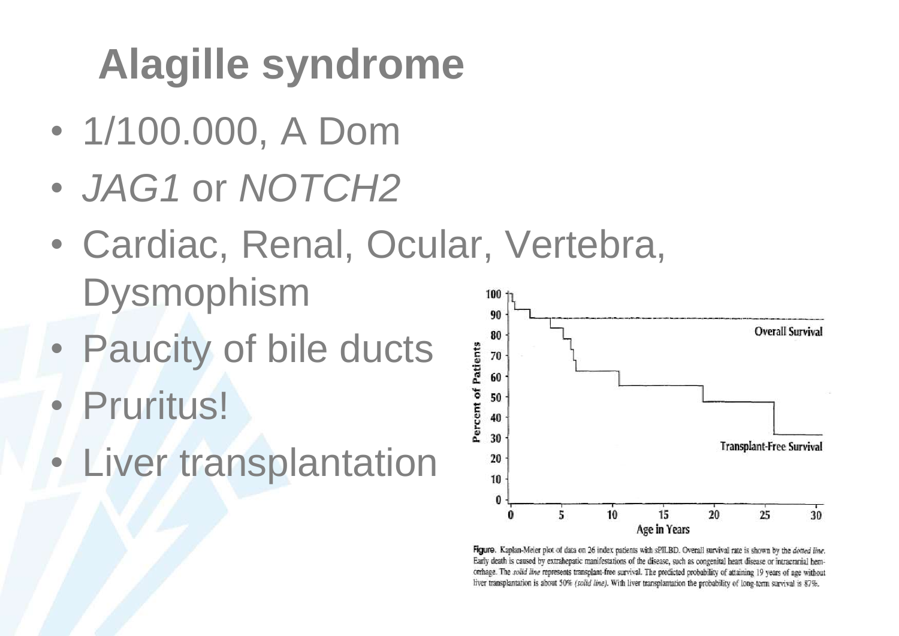# Alagille syndrome

- 1/100.000, A Dom
- *JAG1* or *NOTCH2*
- Cardiac, Renal, Ocular, Vertebra, Dysmophism
- Paucity of bile ducts
- Pruritus!
- Liver transplantation

**Figure.** Kaplan-Meier plot of data on 26 index patients with sPILBD. Overall survival rate is shown by the *dotted line*. Early death is caused by extrahepatic manifestations of the disease, such as congenital heart disease or intracranial hemorrhage. The *solid line* represents transplant-free survival. The predicted probability of attaining 19 years of age without liver transplantation is about 50% *(solid line)*. With liver transplantation the probability of long-term survival is 87%.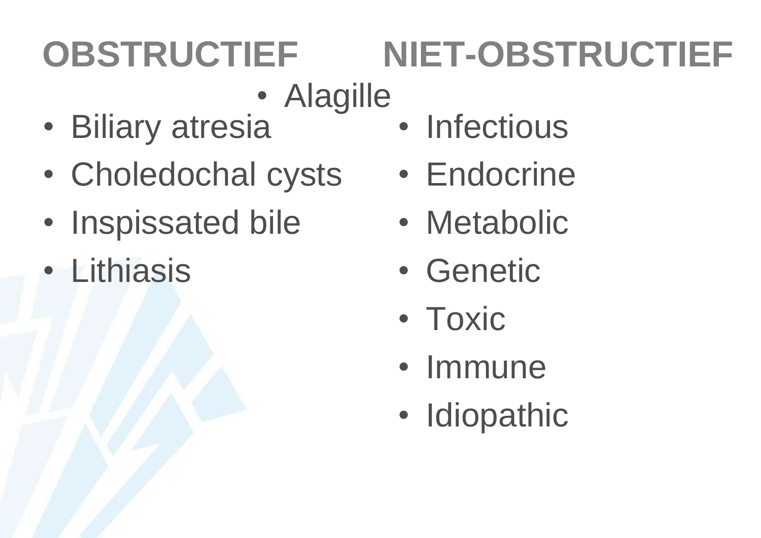## OBSTRUCTIEF

- Alagille
- Biliary atresia
- Choledochal cysts
- Inspissated bile
- Lithiasis

## NIET-OBSTRUCTIEF

- Infectious
- Endocrine
- Metabolic
- Genetic
- Toxic
- Immune
- Idiopathic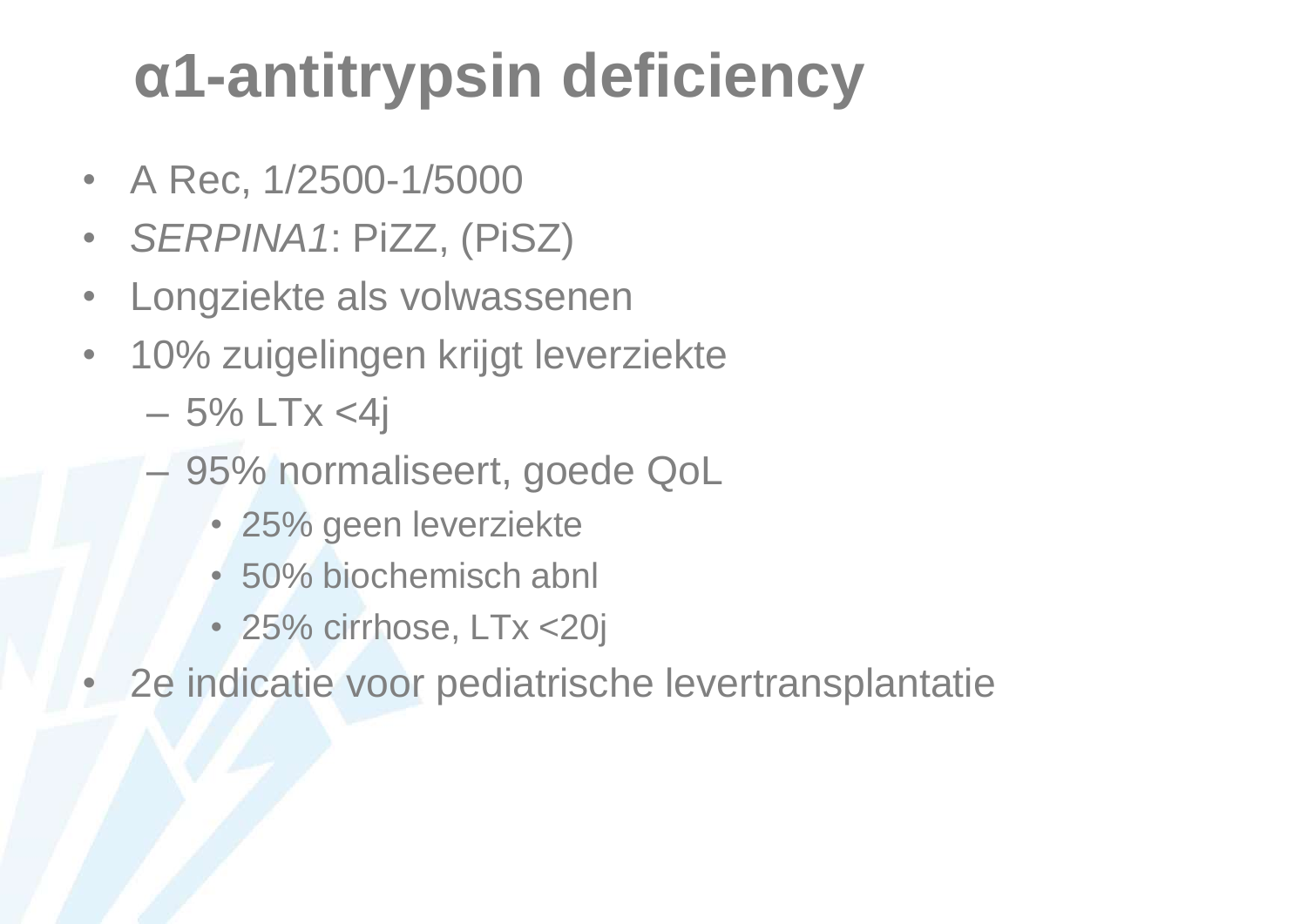# α1-antitrypsin deficiency

- A Rec, 1/2500-1/5000
- *SERPINA1*: PiZZ, (PiSZ)
- Longziekte als volwassenen
- 10% zuigelingen krijgt leverziekte
  - 5% LTx <4j
  - 95% normaliseert, goede QoL
    - 25% geen leverziekte
    - 50% biochemisch abnl
    - 25% cirrhose, LTx <20j
- 2e indicatie voor pediatrische levertransplantatie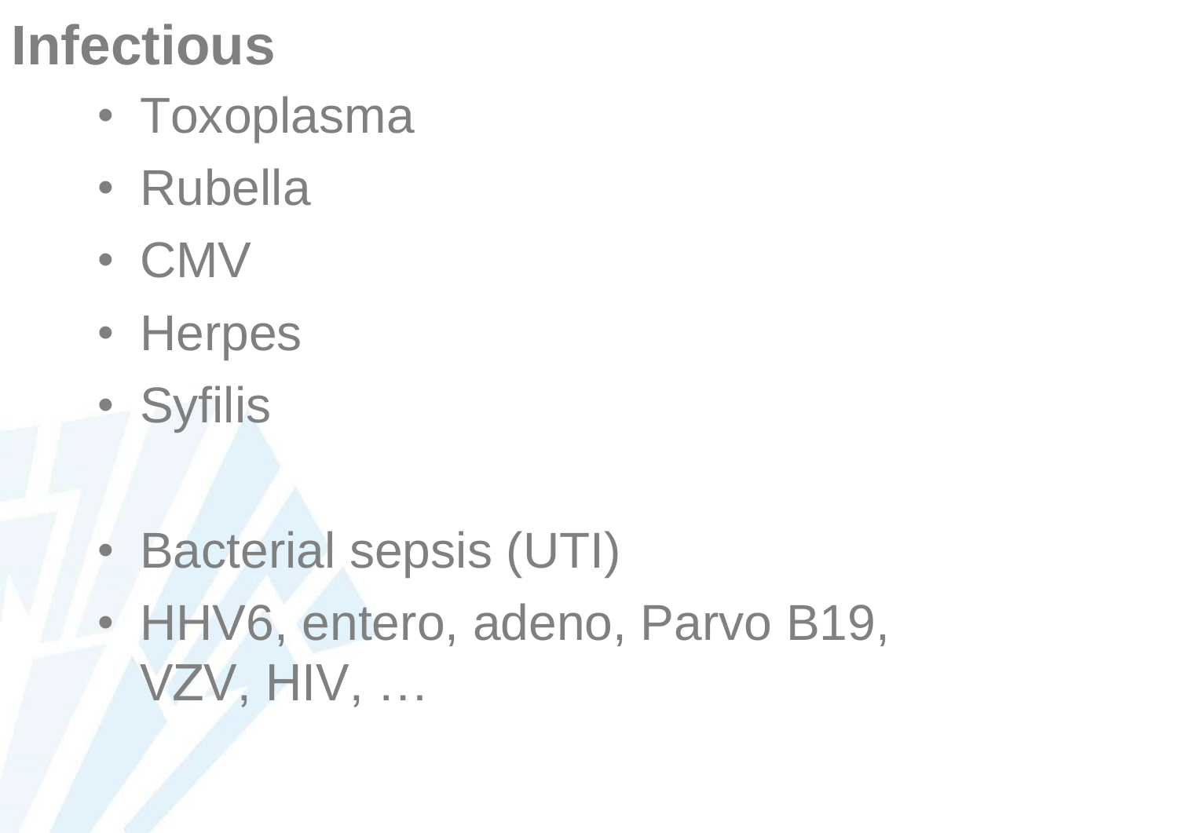# Infectious

- Toxoplasma
- Rubella
- CMV
- Herpes
- Syfilis

- Bacterial sepsis (UTI)
- HHV6, entero, adeno, Parvo B19, VZV, HIV, …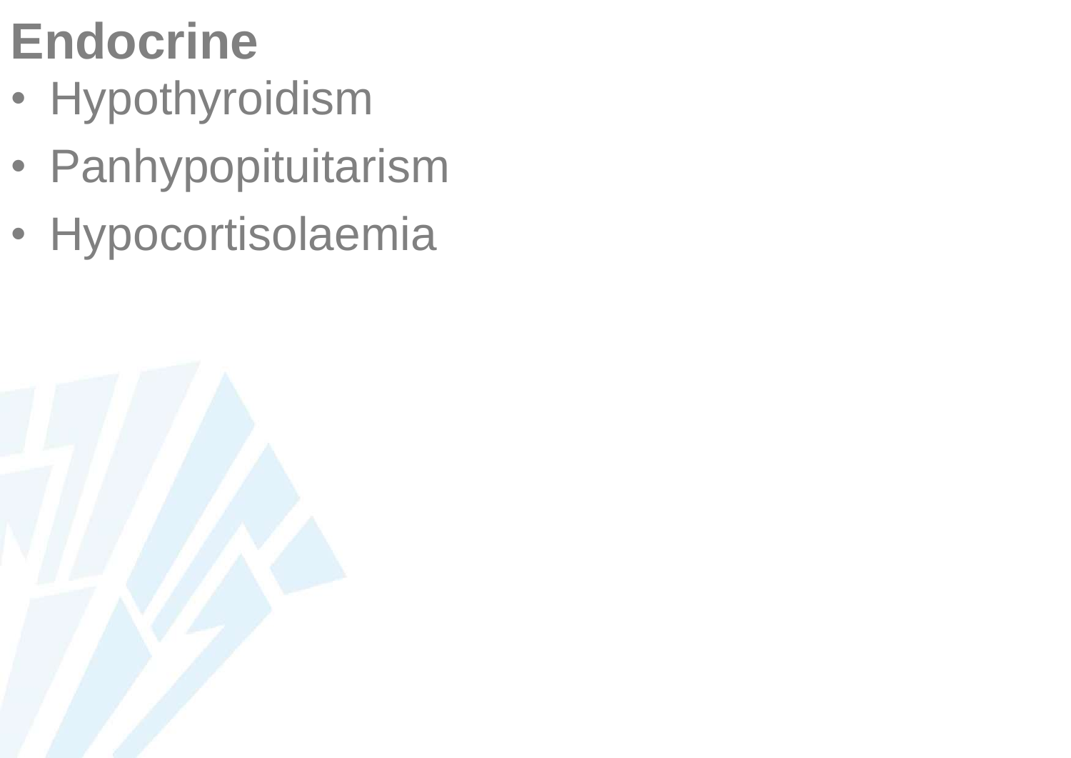# Endocrine

- Hypothyroidism
- Panhypopituitarism
- Hypocortisolaemia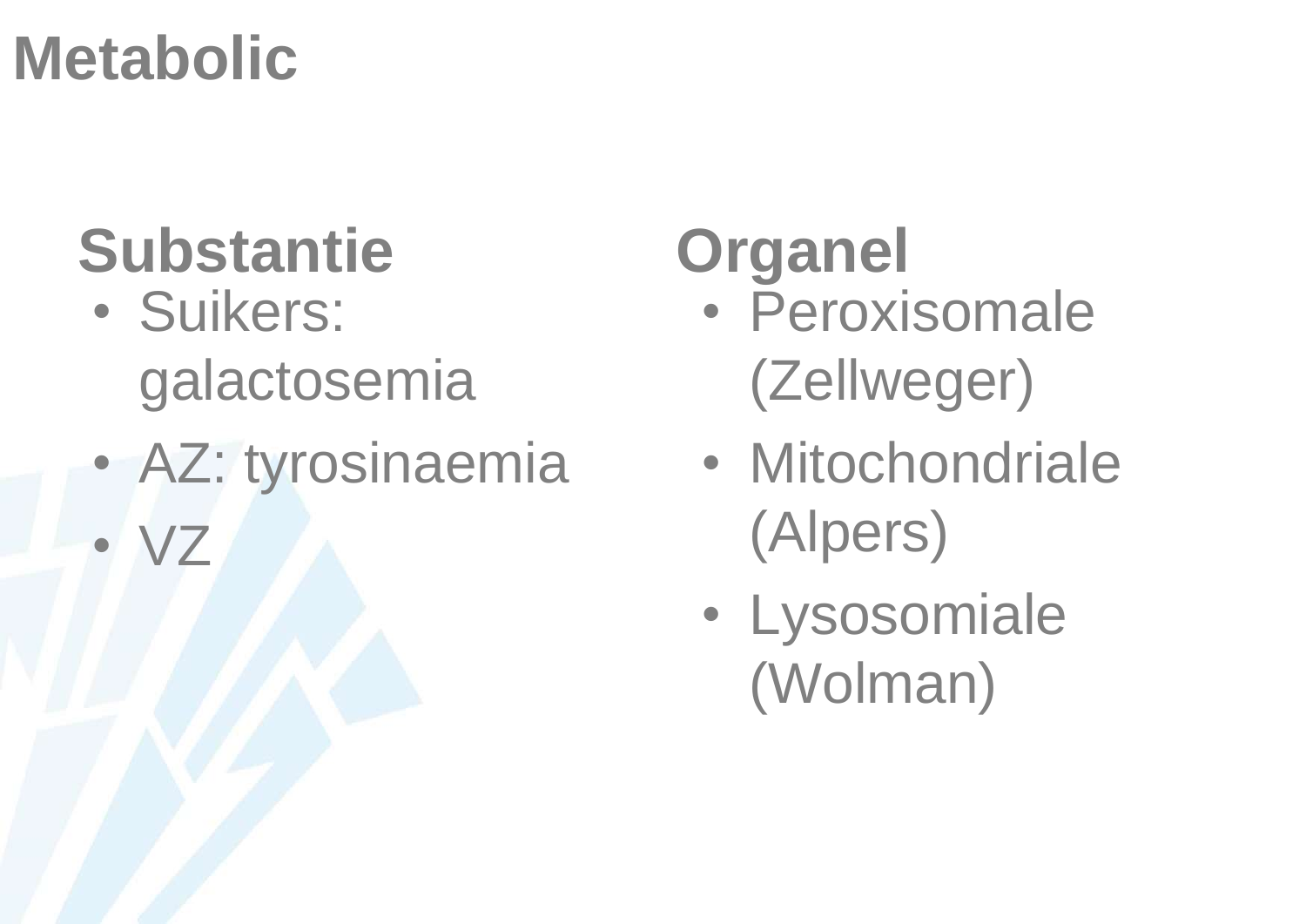# Metabolic

## Substantie

- Suikers: galactosemia
- AZ: tyrosinaemia
- VZ

## Organel

- Peroxisomale (Zellweger)
- Mitochondriale (Alpers)
- Lysosomiale (Wolman)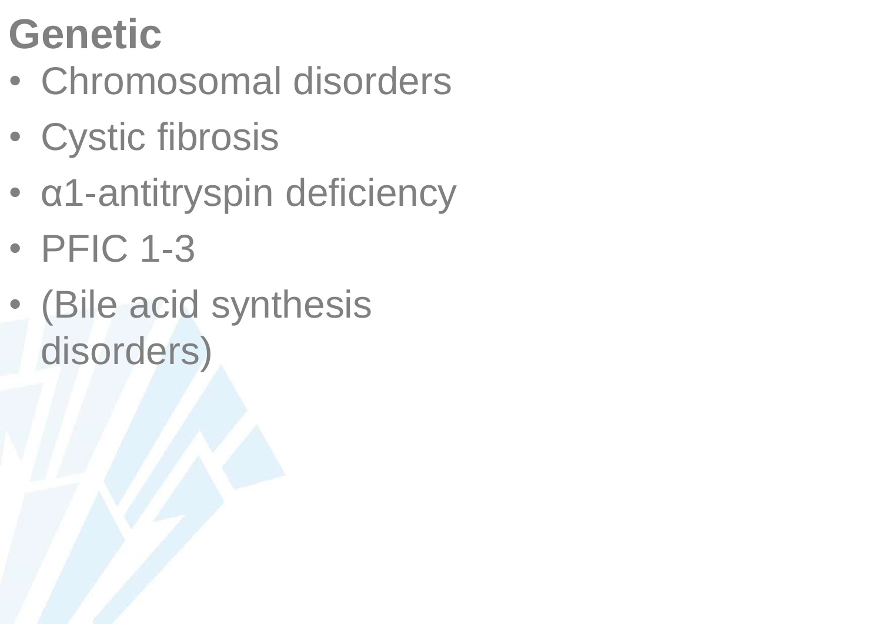# Genetic

- Chromosomal disorders
- Cystic fibrosis
- α1-antitryspin deficiency
- PFIC 1-3
- (Bile acid synthesis disorders)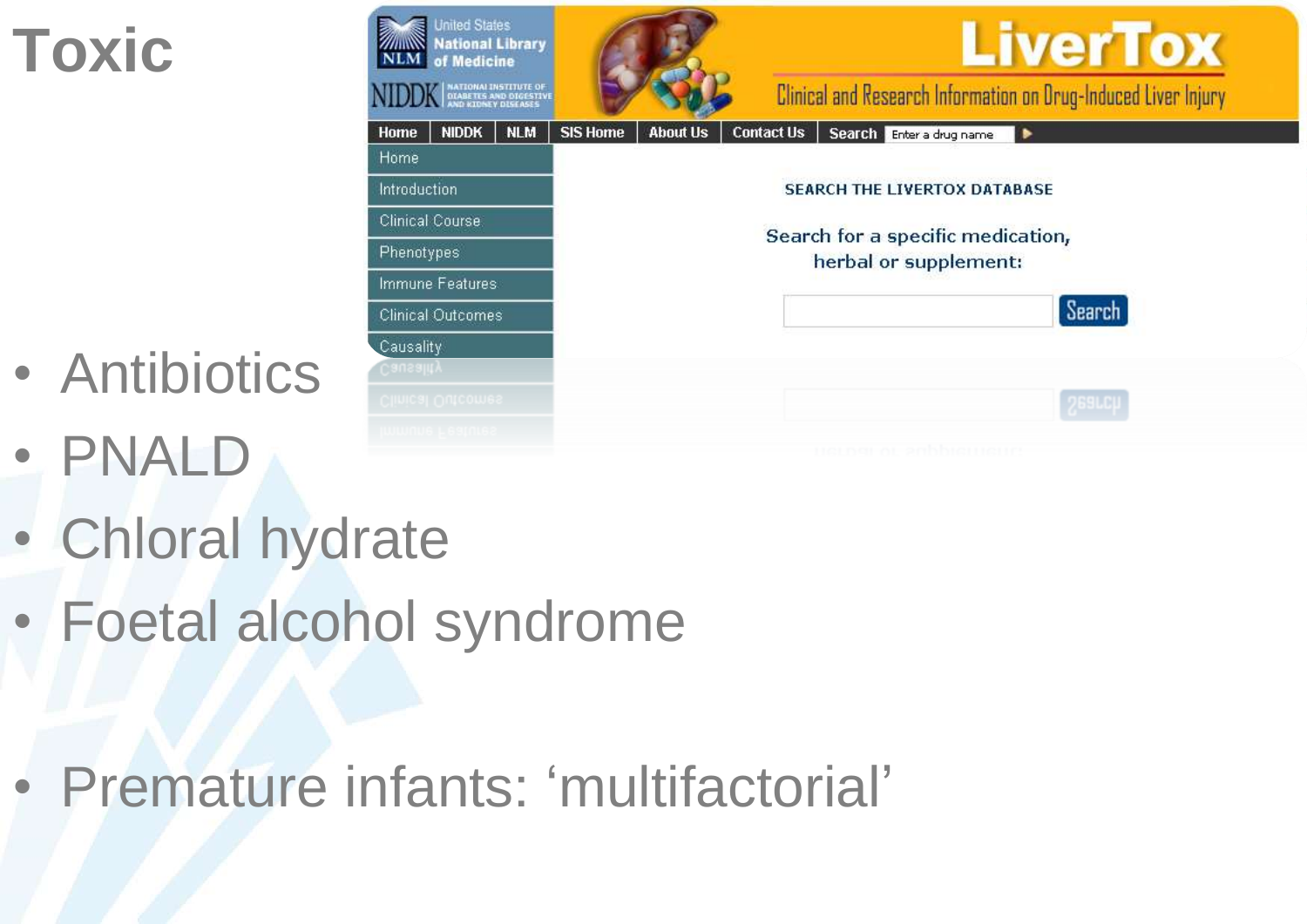# Toxic

- Antibiotics
- PNALD
- Chloral hydrate
- Foetal alcohol syndrome

- Premature infants: ‘multifactorial’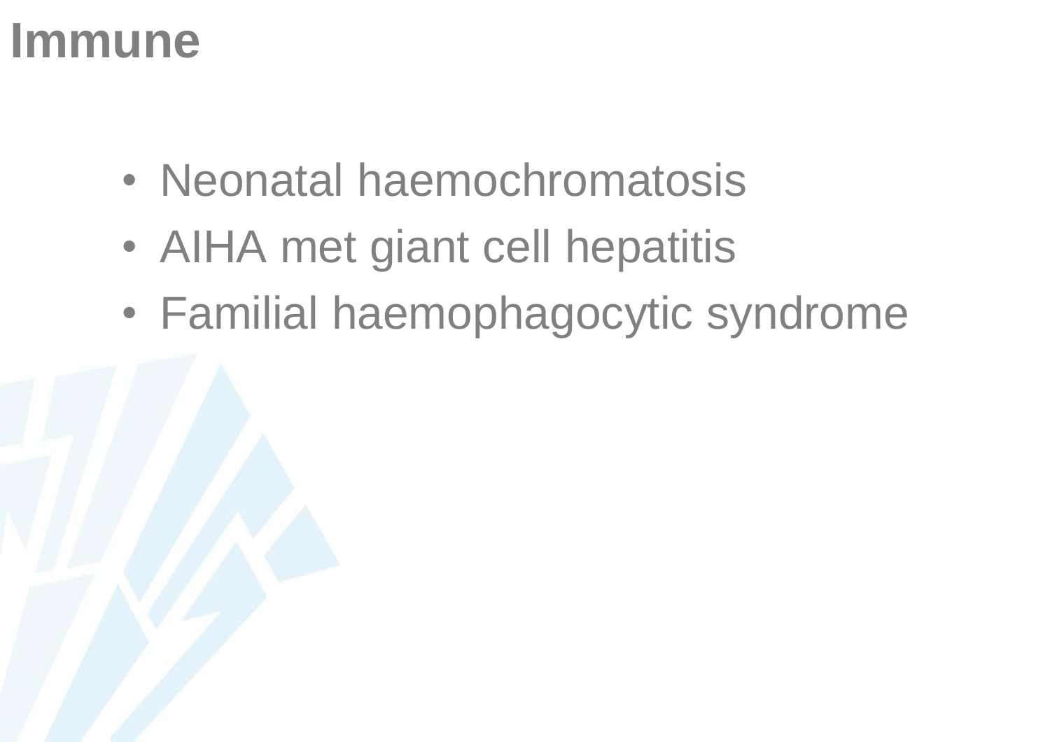# Immune

- Neonatal haemochromatosis
- AIHA met giant cell hepatitis
- Familial haemophagocytic syndrome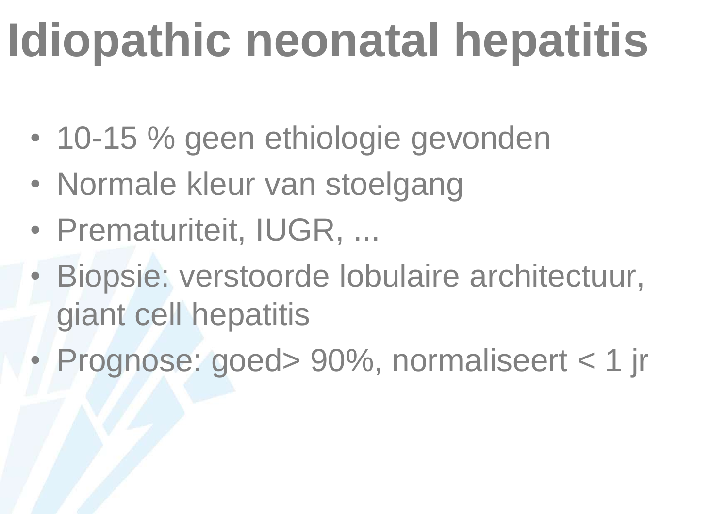# Idiopathic neonatal hepatitis

- 10-15 % geen ethiologie gevonden
- Normale kleur van stoelgang
- Prematuriteit, IUGR, ...
- Biopsie: verstoorde lobulaire architectuur, giant cell hepatitis
- Prognose: goed> 90%, normaliseert < 1 jr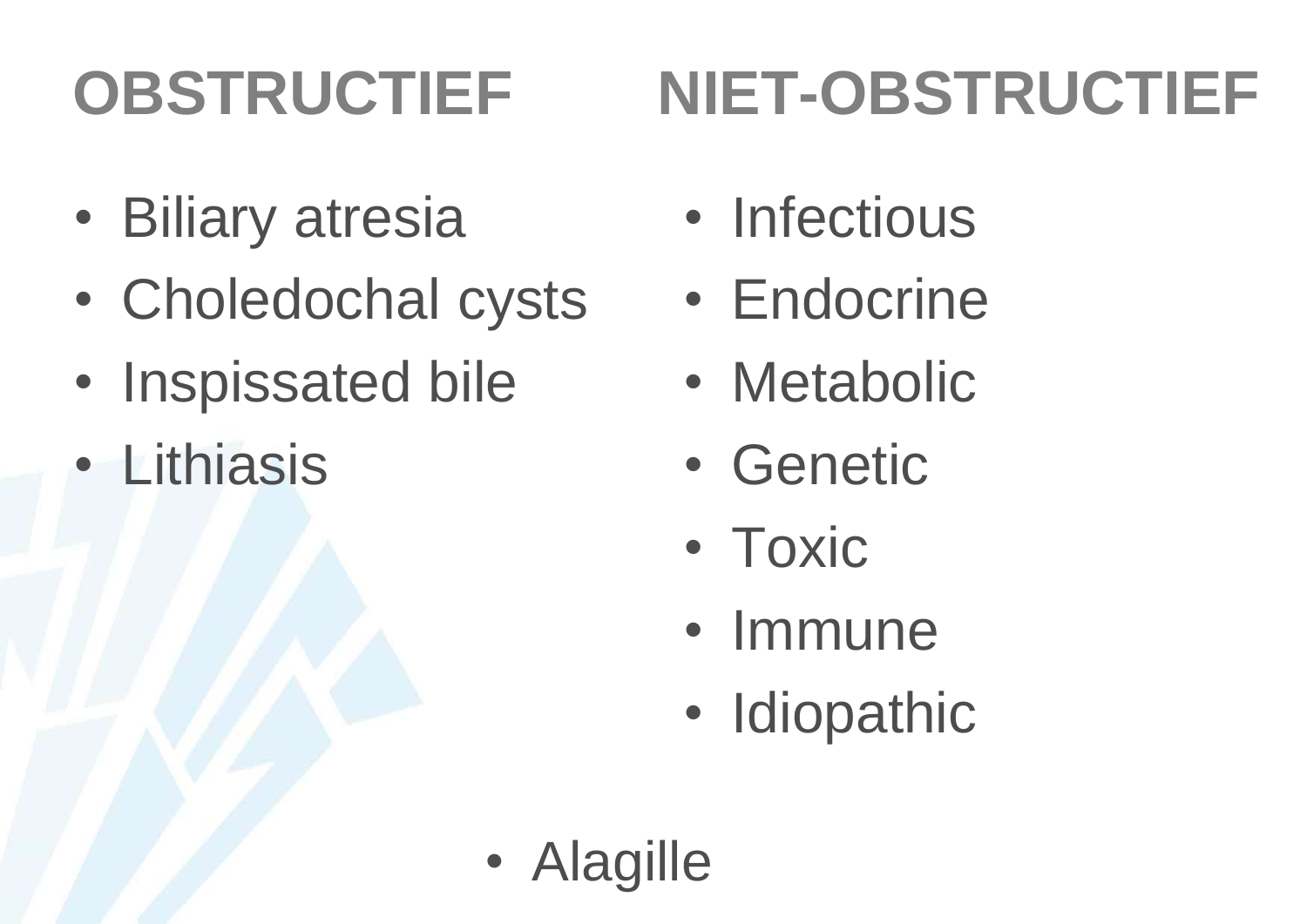## OBSTRUCTIEF

- Biliary atresia
- Choledochal cysts
- Inspissated bile
- Lithiasis

## NIET-OBSTRUCTIEF

- Infectious
- Endocrine
- Metabolic
- Genetic
- Toxic
- Immune
- Idiopathic

- Alagille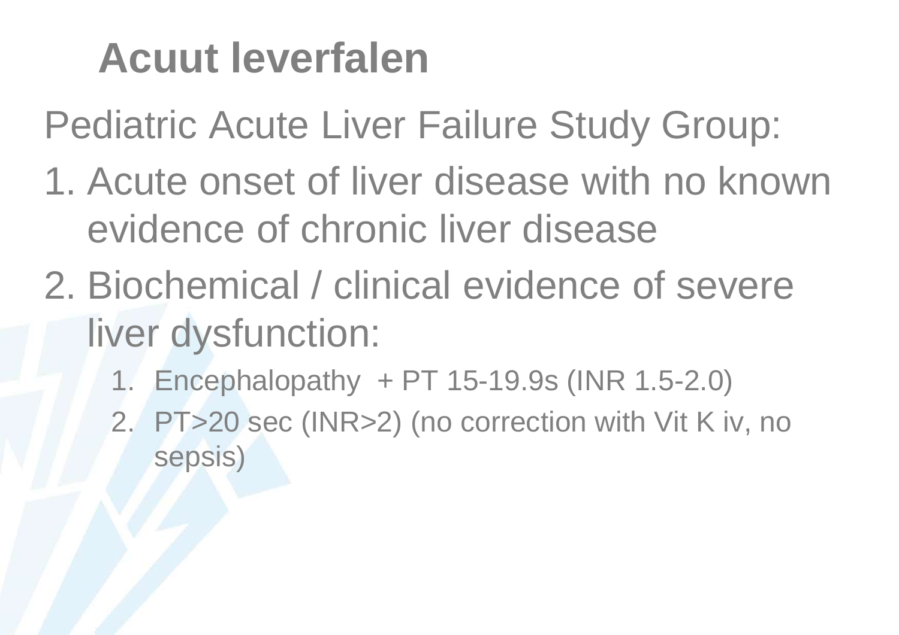# Acuut leverfalen

Pediatric Acute Liver Failure Study Group:

1. Acute onset of liver disease with no known evidence of chronic liver disease
2. Biochemical / clinical evidence of severe liver dysfunction:
   1. Encephalopathy + PT 15-19.9s (INR 1.5-2.0)
   2. PT>20 sec (INR>2) (no correction with Vit K iv, no sepsis)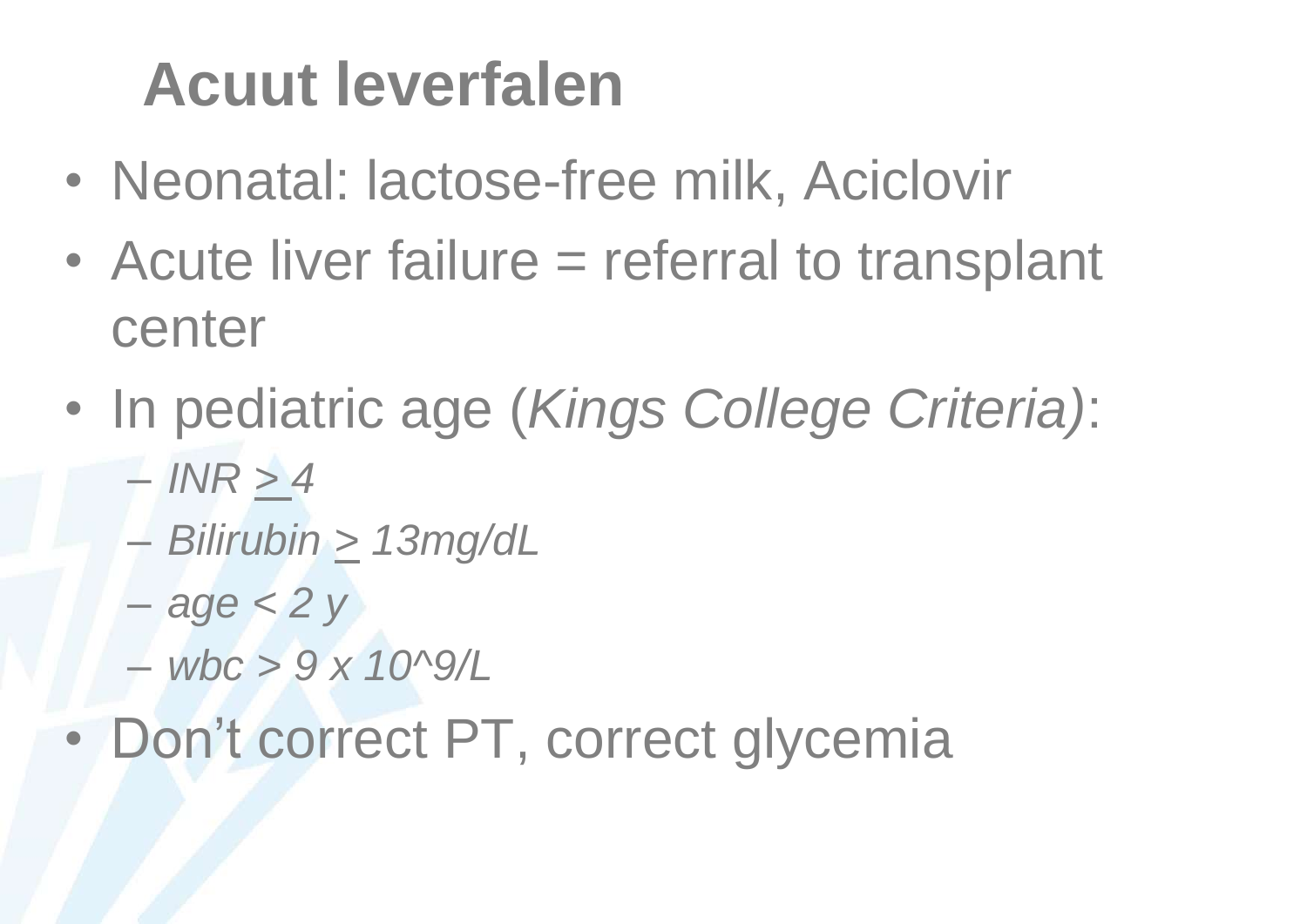# Acuut leverfalen

- Neonatal: lactose-free milk, Aciclovir
- Acute liver failure = referral to transplant center
- In pediatric age (*Kings College Criteria)*:
  - *INR $\geq$ 4*
  - *Bilirubin $\geq$ 13mg/dL*
  - *age < 2 y*
  - *wbc > 9 x 10^9/L*
- Don't correct PT, correct glycemia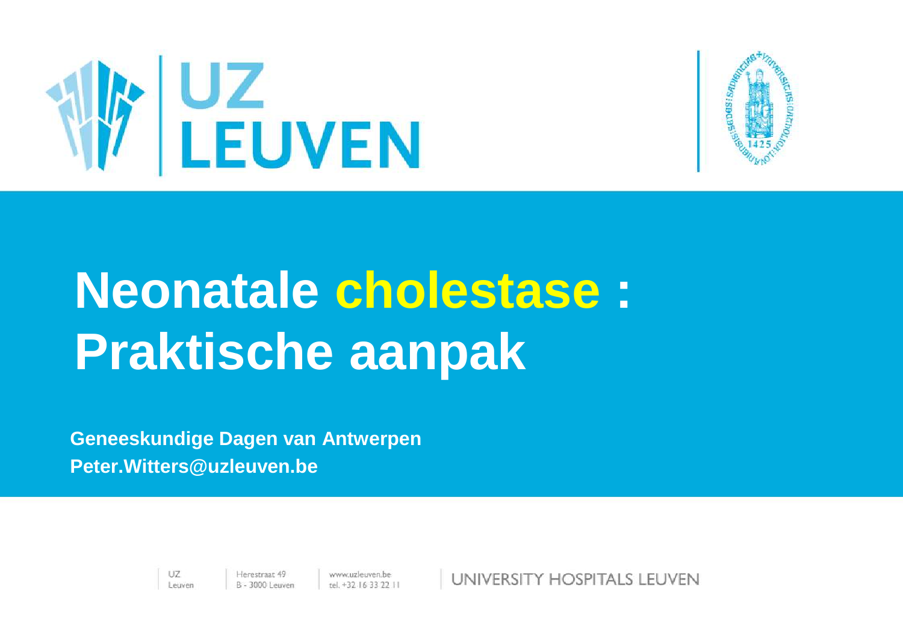# Neonatale cholestase : Praktische aanpak

**Geneeskundige Dagen van Antwerpen**
**Peter.Witters@uzleuven.be**

UZ Leuven | Herestraat 49 B - 3000 Leuven | www.uzleuven.be tel. +32 16 33 22 11 | UNIVERSITY HOSPITALS LEUVEN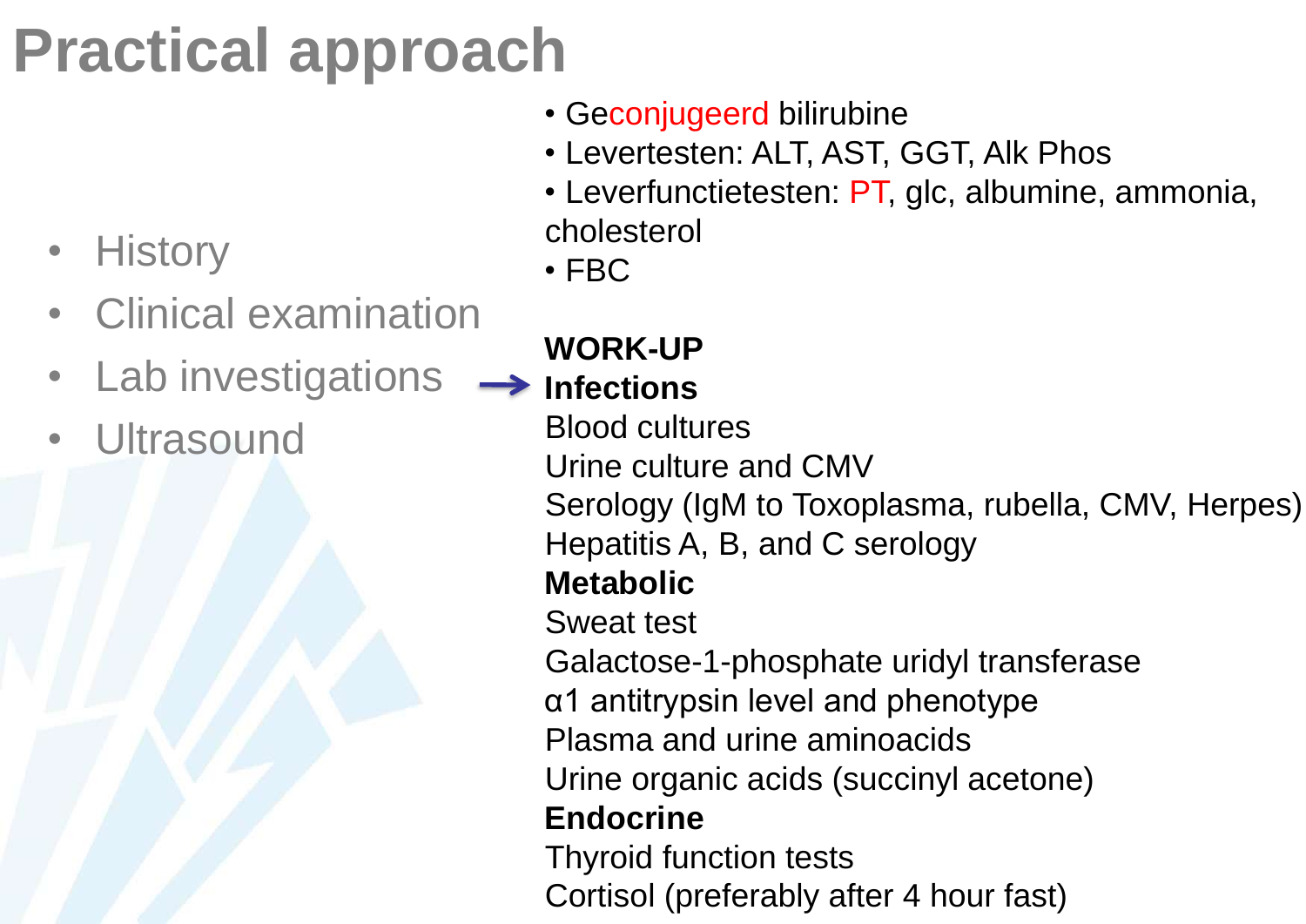# Practical approach

- History
- Clinical examination
- Lab investigations →
- Ultrasound

- Geconjugeerd bilirubine
- Levertesten: ALT, AST, GGT, Alk Phos
- Leverfunctietesten: PT, glc, albumine, ammonia, cholesterol
- FBC

**WORK-UP**

**Infections**

Blood cultures

Urine culture and CMV

Serology (IgM to Toxoplasma, rubella, CMV, Herpes)

Hepatitis A, B, and C serology

**Metabolic**

Sweat test

Galactose-1-phosphate uridyl transferase

α1 antitrypsin level and phenotype

Plasma and urine aminoacids

Urine organic acids (succinyl acetone)

**Endocrine**

Thyroid function tests

Cortisol (preferably after 4 hour fast)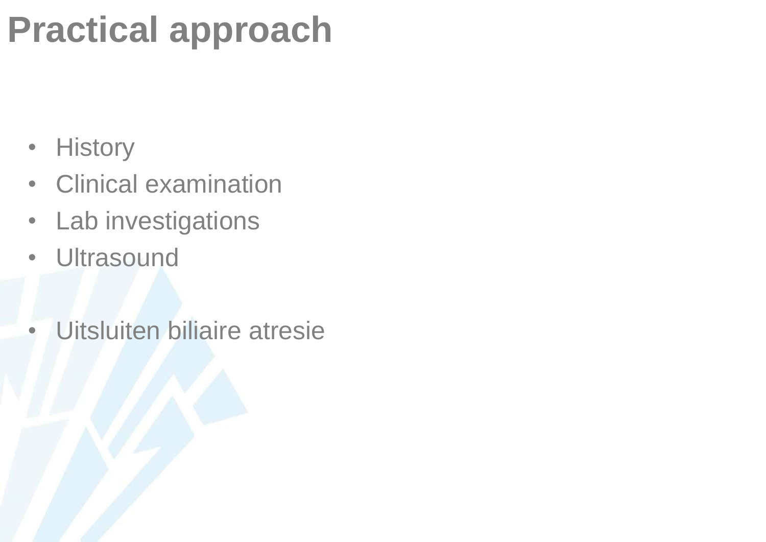# Practical approach

- History
- Clinical examination
- Lab investigations
- Ultrasound

- Uitsluiten biliaire atresie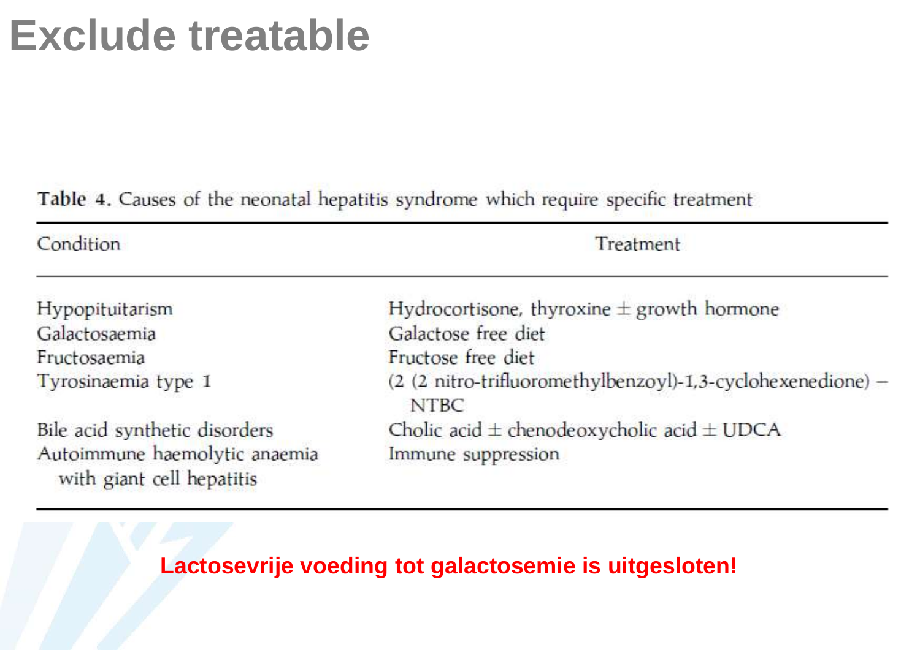# Exclude treatable

**Table 4.** Causes of the neonatal hepatitis syndrome which require specific treatment

| Condition | Treatment |
|---|---|
| Hypopituitarism | Hydrocortisone, thyroxine ± growth hormone |
| Galactosaemia | Galactose free diet |
| Fructosaemia | Fructose free diet |
| Tyrosinaemia type 1 | (2 (2 nitro-trifluoromethylbenzoyl)-1,3-cyclohexenedione) – NTBC |
| Bile acid synthetic disorders | Cholic acid ± chenodeoxycholic acid ± UDCA |
| Autoimmune haemolytic anaemia with giant cell hepatitis | Immune suppression |

**Lactosevrije voeding tot galactosemie is uitgesloten!**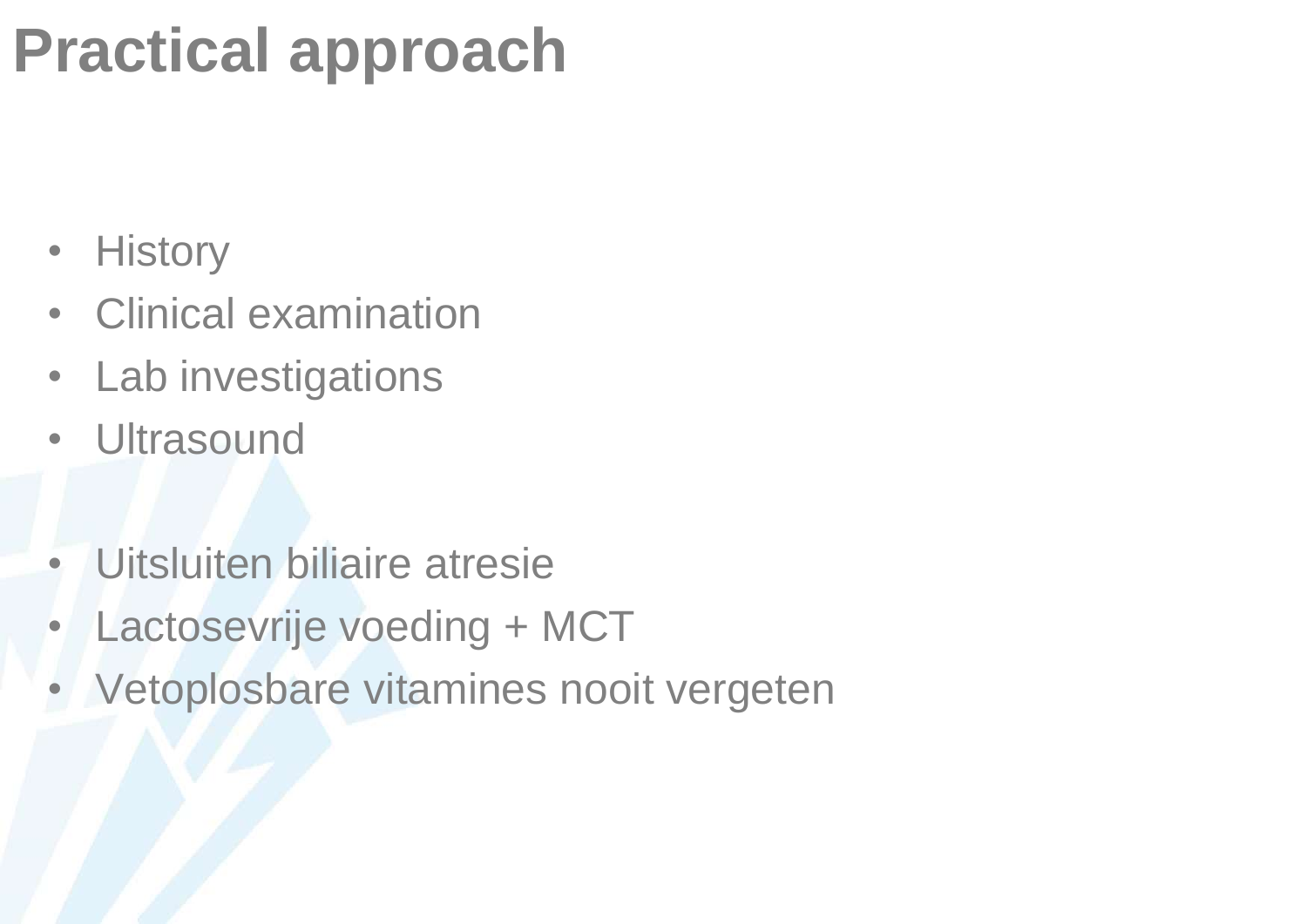# Practical approach

- History
- Clinical examination
- Lab investigations
- Ultrasound

- Uitsluiten biliaire atresie
- Lactosevrije voeding + MCT
- Vetoplosbare vitamines nooit vergeten